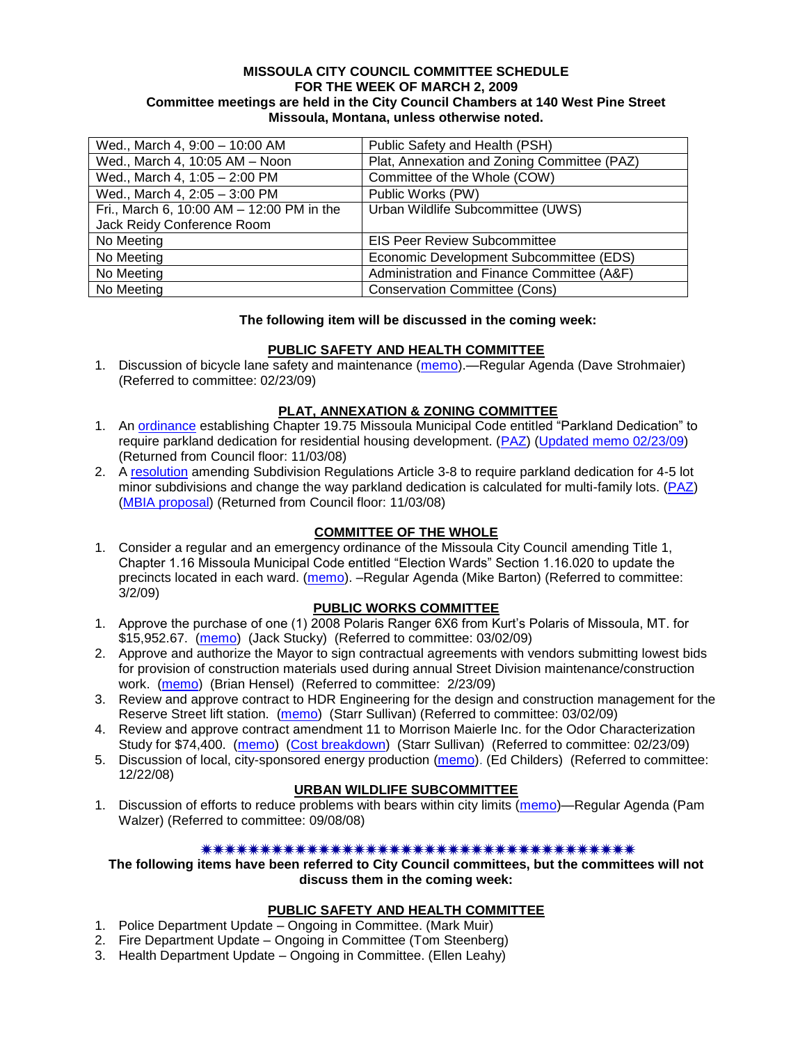**MISSOULA CITY COUNCIL COMMITTEE SCHEDULE**
**FOR THE WEEK OF MARCH 2, 2009**
**Committee meetings are held in the City Council Chambers at 140 West Pine Street**
**Missoula, Montana, unless otherwise noted.**

| | |
|---|---|
| Wed., March 4, 9:00 – 10:00 AM | Public Safety and Health (PSH) |
| Wed., March 4, 10:05 AM – Noon | Plat, Annexation and Zoning Committee (PAZ) |
| Wed., March 4, 1:05 – 2:00 PM | Committee of the Whole (COW) |
| Wed., March 4, 2:05 – 3:00 PM | Public Works (PW) |
| Fri., March 6, 10:00 AM – 12:00 PM in the Jack Reidy Conference Room | Urban Wildlife Subcommittee (UWS) |
| No Meeting | EIS Peer Review Subcommittee |
| No Meeting | Economic Development Subcommittee (EDS) |
| No Meeting | Administration and Finance Committee (A&F) |
| No Meeting | Conservation Committee (Cons) |

**The following item will be discussed in the coming week:**

**PUBLIC SAFETY AND HEALTH COMMITTEE**

1. Discussion of bicycle lane safety and maintenance (memo).—Regular Agenda (Dave Strohmaier) (Referred to committee: 02/23/09)

**PLAT, ANNEXATION & ZONING COMMITTEE**

1. An ordinance establishing Chapter 19.75 Missoula Municipal Code entitled "Parkland Dedication" to require parkland dedication for residential housing development. (PAZ) (Updated memo 02/23/09) (Returned from Council floor: 11/03/08)
2. A resolution amending Subdivision Regulations Article 3-8 to require parkland dedication for 4-5 lot minor subdivisions and change the way parkland dedication is calculated for multi-family lots. (PAZ) (MBIA proposal) (Returned from Council floor: 11/03/08)

**COMMITTEE OF THE WHOLE**

1. Consider a regular and an emergency ordinance of the Missoula City Council amending Title 1, Chapter 1.16 Missoula Municipal Code entitled "Election Wards" Section 1.16.020 to update the precincts located in each ward. (memo). –Regular Agenda (Mike Barton) (Referred to committee: 3/2/09)

**PUBLIC WORKS COMMITTEE**

1. Approve the purchase of one (1) 2008 Polaris Ranger 6X6 from Kurt's Polaris of Missoula, MT. for $15,952.67. (memo) (Jack Stucky) (Referred to committee: 03/02/09)
2. Approve and authorize the Mayor to sign contractual agreements with vendors submitting lowest bids for provision of construction materials used during annual Street Division maintenance/construction work. (memo) (Brian Hensel) (Referred to committee: 2/23/09)
3. Review and approve contract to HDR Engineering for the design and construction management for the Reserve Street lift station. (memo) (Starr Sullivan) (Referred to committee: 03/02/09)
4. Review and approve contract amendment 11 to Morrison Maierle Inc. for the Odor Characterization Study for $74,400. (memo) (Cost breakdown) (Starr Sullivan) (Referred to committee: 02/23/09)
5. Discussion of local, city-sponsored energy production (memo). (Ed Childers) (Referred to committee: 12/22/08)

**URBAN WILDLIFE SUBCOMMITTEE**

1. Discussion of efforts to reduce problems with bears within city limits (memo)—Regular Agenda (Pam Walzer) (Referred to committee: 09/08/08)

✷✷✷✷✷✷✷✷✷✷✷✷✷✷✷✷✷✷✷✷✷✷✷✷✷✷✷✷✷✷✷✷✷✷✷✷✷✷✷✷✷

**The following items have been referred to City Council committees, but the committees will not discuss them in the coming week:**

**PUBLIC SAFETY AND HEALTH COMMITTEE**

1. Police Department Update – Ongoing in Committee. (Mark Muir)
2. Fire Department Update – Ongoing in Committee (Tom Steenberg)
3. Health Department Update – Ongoing in Committee. (Ellen Leahy)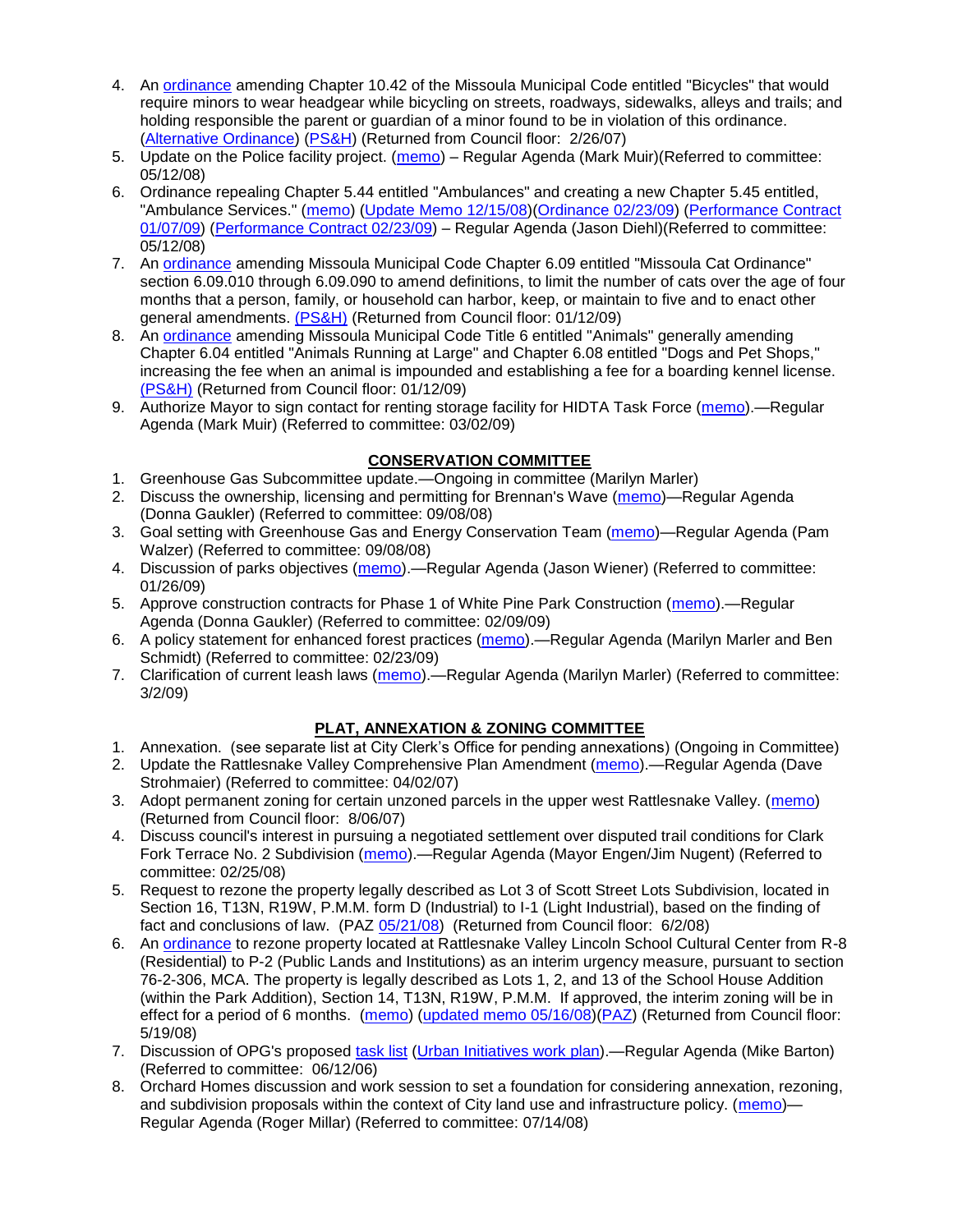4. An ordinance amending Chapter 10.42 of the Missoula Municipal Code entitled "Bicycles" that would require minors to wear headgear while bicycling on streets, roadways, sidewalks, alleys and trails; and holding responsible the parent or guardian of a minor found to be in violation of this ordinance. (Alternative Ordinance) (PS&H) (Returned from Council floor: 2/26/07)
5. Update on the Police facility project. (memo) – Regular Agenda (Mark Muir)(Referred to committee: 05/12/08)
6. Ordinance repealing Chapter 5.44 entitled "Ambulances" and creating a new Chapter 5.45 entitled, "Ambulance Services." (memo) (Update Memo 12/15/08)(Ordinance 02/23/09) (Performance Contract 01/07/09) (Performance Contract 02/23/09) – Regular Agenda (Jason Diehl)(Referred to committee: 05/12/08)
7. An ordinance amending Missoula Municipal Code Chapter 6.09 entitled "Missoula Cat Ordinance" section 6.09.010 through 6.09.090 to amend definitions, to limit the number of cats over the age of four months that a person, family, or household can harbor, keep, or maintain to five and to enact other general amendments. (PS&H) (Returned from Council floor: 01/12/09)
8. An ordinance amending Missoula Municipal Code Title 6 entitled "Animals" generally amending Chapter 6.04 entitled "Animals Running at Large" and Chapter 6.08 entitled "Dogs and Pet Shops," increasing the fee when an animal is impounded and establishing a fee for a boarding kennel license. (PS&H) (Returned from Council floor: 01/12/09)
9. Authorize Mayor to sign contact for renting storage facility for HIDTA Task Force (memo).—Regular Agenda (Mark Muir) (Referred to committee: 03/02/09)

## CONSERVATION COMMITTEE

1. Greenhouse Gas Subcommittee update.—Ongoing in committee (Marilyn Marler)
2. Discuss the ownership, licensing and permitting for Brennan's Wave (memo)—Regular Agenda (Donna Gaukler) (Referred to committee: 09/08/08)
3. Goal setting with Greenhouse Gas and Energy Conservation Team (memo)—Regular Agenda (Pam Walzer) (Referred to committee: 09/08/08)
4. Discussion of parks objectives (memo).—Regular Agenda (Jason Wiener) (Referred to committee: 01/26/09)
5. Approve construction contracts for Phase 1 of White Pine Park Construction (memo).—Regular Agenda (Donna Gaukler) (Referred to committee: 02/09/09)
6. A policy statement for enhanced forest practices (memo).—Regular Agenda (Marilyn Marler and Ben Schmidt) (Referred to committee: 02/23/09)
7. Clarification of current leash laws (memo).—Regular Agenda (Marilyn Marler) (Referred to committee: 3/2/09)

## PLAT, ANNEXATION & ZONING COMMITTEE

1. Annexation. (see separate list at City Clerk's Office for pending annexations) (Ongoing in Committee)
2. Update the Rattlesnake Valley Comprehensive Plan Amendment (memo).—Regular Agenda (Dave Strohmaier) (Referred to committee: 04/02/07)
3. Adopt permanent zoning for certain unzoned parcels in the upper west Rattlesnake Valley. (memo) (Returned from Council floor: 8/06/07)
4. Discuss council's interest in pursuing a negotiated settlement over disputed trail conditions for Clark Fork Terrace No. 2 Subdivision (memo).—Regular Agenda (Mayor Engen/Jim Nugent) (Referred to committee: 02/25/08)
5. Request to rezone the property legally described as Lot 3 of Scott Street Lots Subdivision, located in Section 16, T13N, R19W, P.M.M. form D (Industrial) to I-1 (Light Industrial), based on the finding of fact and conclusions of law. (PAZ 05/21/08) (Returned from Council floor: 6/2/08)
6. An ordinance to rezone property located at Rattlesnake Valley Lincoln School Cultural Center from R-8 (Residential) to P-2 (Public Lands and Institutions) as an interim urgency measure, pursuant to section 76-2-306, MCA. The property is legally described as Lots 1, 2, and 13 of the School House Addition (within the Park Addition), Section 14, T13N, R19W, P.M.M. If approved, the interim zoning will be in effect for a period of 6 months. (memo) (updated memo 05/16/08)(PAZ) (Returned from Council floor: 5/19/08)
7. Discussion of OPG's proposed task list (Urban Initiatives work plan).—Regular Agenda (Mike Barton) (Referred to committee: 06/12/06)
8. Orchard Homes discussion and work session to set a foundation for considering annexation, rezoning, and subdivision proposals within the context of City land use and infrastructure policy. (memo)—Regular Agenda (Roger Millar) (Referred to committee: 07/14/08)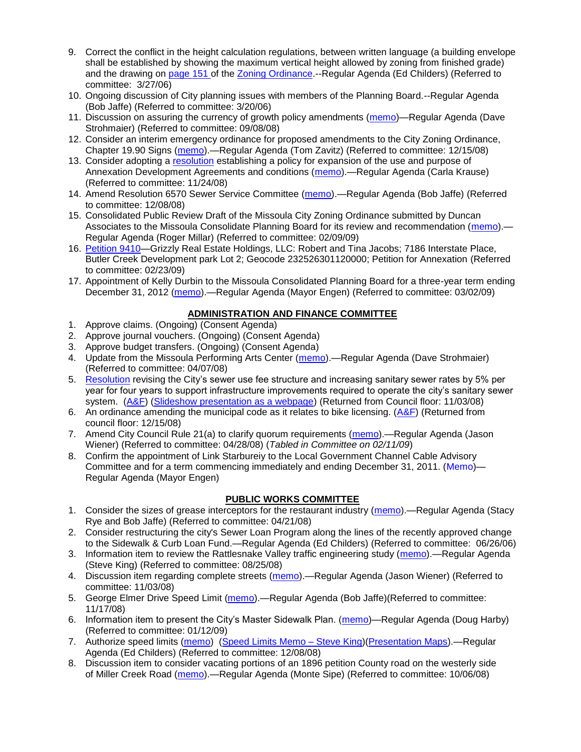9. Correct the conflict in the height calculation regulations, between written language (a building envelope shall be established by showing the maximum vertical height allowed by zoning from finished grade) and the drawing on page 151 of the Zoning Ordinance.--Regular Agenda (Ed Childers) (Referred to committee: 3/27/06)
10. Ongoing discussion of City planning issues with members of the Planning Board.--Regular Agenda (Bob Jaffe) (Referred to committee: 3/20/06)
11. Discussion on assuring the currency of growth policy amendments (memo)—Regular Agenda (Dave Strohmaier) (Referred to committee: 09/08/08)
12. Consider an interim emergency ordinance for proposed amendments to the City Zoning Ordinance, Chapter 19.90 Signs (memo).—Regular Agenda (Tom Zavitz) (Referred to committee: 12/15/08)
13. Consider adopting a resolution establishing a policy for expansion of the use and purpose of Annexation Development Agreements and conditions (memo).—Regular Agenda (Carla Krause) (Referred to committee: 11/24/08)
14. Amend Resolution 6570 Sewer Service Committee (memo).—Regular Agenda (Bob Jaffe) (Referred to committee: 12/08/08)
15. Consolidated Public Review Draft of the Missoula City Zoning Ordinance submitted by Duncan Associates to the Missoula Consolidate Planning Board for its review and recommendation (memo).—Regular Agenda (Roger Millar) (Referred to committee: 02/09/09)
16. Petition 9410—Grizzly Real Estate Holdings, LLC: Robert and Tina Jacobs; 7186 Interstate Place, Butler Creek Development park Lot 2; Geocode 232526301120000; Petition for Annexation (Referred to committee: 02/23/09)
17. Appointment of Kelly Durbin to the Missoula Consolidated Planning Board for a three-year term ending December 31, 2012 (memo).—Regular Agenda (Mayor Engen) (Referred to committee: 03/02/09)

## ADMINISTRATION AND FINANCE COMMITTEE

1. Approve claims. (Ongoing) (Consent Agenda)
2. Approve journal vouchers. (Ongoing) (Consent Agenda)
3. Approve budget transfers. (Ongoing) (Consent Agenda)
4. Update from the Missoula Performing Arts Center (memo).—Regular Agenda (Dave Strohmaier) (Referred to committee: 04/07/08)
5. Resolution revising the City's sewer use fee structure and increasing sanitary sewer rates by 5% per year for four years to support infrastructure improvements required to operate the city's sanitary sewer system. (A&F) (Slideshow presentation as a webpage) (Returned from Council floor: 11/03/08)
6. An ordinance amending the municipal code as it relates to bike licensing. (A&F) (Returned from council floor: 12/15/08)
7. Amend City Council Rule 21(a) to clarify quorum requirements (memo).—Regular Agenda (Jason Wiener) (Referred to committee: 04/28/08) (*Tabled in Committee on 02/11/09*)
8. Confirm the appointment of Link Starbureiy to the Local Government Channel Cable Advisory Committee and for a term commencing immediately and ending December 31, 2011. (Memo)—Regular Agenda (Mayor Engen)

## PUBLIC WORKS COMMITTEE

1. Consider the sizes of grease interceptors for the restaurant industry (memo).—Regular Agenda (Stacy Rye and Bob Jaffe) (Referred to committee: 04/21/08)
2. Consider restructuring the city's Sewer Loan Program along the lines of the recently approved change to the Sidewalk & Curb Loan Fund.—Regular Agenda (Ed Childers) (Referred to committee: 06/26/06)
3. Information item to review the Rattlesnake Valley traffic engineering study (memo).—Regular Agenda (Steve King) (Referred to committee: 08/25/08)
4. Discussion item regarding complete streets (memo).—Regular Agenda (Jason Wiener) (Referred to committee: 11/03/08)
5. George Elmer Drive Speed Limit (memo).—Regular Agenda (Bob Jaffe)(Referred to committee: 11/17/08)
6. Information item to present the City's Master Sidewalk Plan. (memo)—Regular Agenda (Doug Harby) (Referred to committee: 01/12/09)
7. Authorize speed limits (memo) (Speed Limits Memo – Steve King)(Presentation Maps).—Regular Agenda (Ed Childers) (Referred to committee: 12/08/08)
8. Discussion item to consider vacating portions of an 1896 petition County road on the westerly side of Miller Creek Road (memo).—Regular Agenda (Monte Sipe) (Referred to committee: 10/06/08)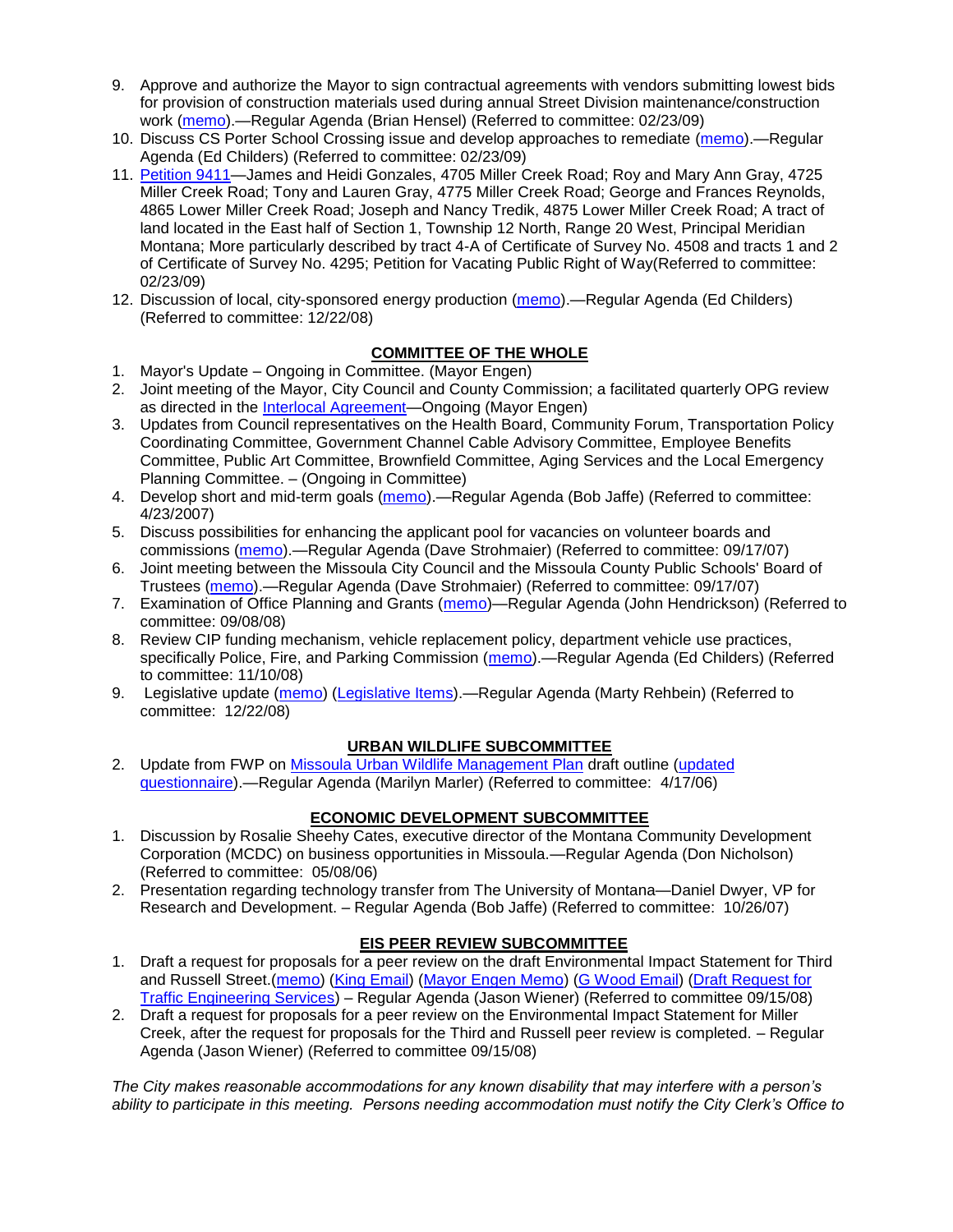9. Approve and authorize the Mayor to sign contractual agreements with vendors submitting lowest bids for provision of construction materials used during annual Street Division maintenance/construction work (memo).—Regular Agenda (Brian Hensel) (Referred to committee: 02/23/09)
10. Discuss CS Porter School Crossing issue and develop approaches to remediate (memo).—Regular Agenda (Ed Childers) (Referred to committee: 02/23/09)
11. Petition 9411—James and Heidi Gonzales, 4705 Miller Creek Road; Roy and Mary Ann Gray, 4725 Miller Creek Road; Tony and Lauren Gray, 4775 Miller Creek Road; George and Frances Reynolds, 4865 Lower Miller Creek Road; Joseph and Nancy Tredik, 4875 Lower Miller Creek Road; A tract of land located in the East half of Section 1, Township 12 North, Range 20 West, Principal Meridian Montana; More particularly described by tract 4-A of Certificate of Survey No. 4508 and tracts 1 and 2 of Certificate of Survey No. 4295; Petition for Vacating Public Right of Way(Referred to committee: 02/23/09)
12. Discussion of local, city-sponsored energy production (memo).—Regular Agenda (Ed Childers) (Referred to committee: 12/22/08)

## COMMITTEE OF THE WHOLE

1. Mayor's Update – Ongoing in Committee. (Mayor Engen)
2. Joint meeting of the Mayor, City Council and County Commission; a facilitated quarterly OPG review as directed in the Interlocal Agreement—Ongoing (Mayor Engen)
3. Updates from Council representatives on the Health Board, Community Forum, Transportation Policy Coordinating Committee, Government Channel Cable Advisory Committee, Employee Benefits Committee, Public Art Committee, Brownfield Committee, Aging Services and the Local Emergency Planning Committee. – (Ongoing in Committee)
4. Develop short and mid-term goals (memo).—Regular Agenda (Bob Jaffe) (Referred to committee: 4/23/2007)
5. Discuss possibilities for enhancing the applicant pool for vacancies on volunteer boards and commissions (memo).—Regular Agenda (Dave Strohmaier) (Referred to committee: 09/17/07)
6. Joint meeting between the Missoula City Council and the Missoula County Public Schools' Board of Trustees (memo).—Regular Agenda (Dave Strohmaier) (Referred to committee: 09/17/07)
7. Examination of Office Planning and Grants (memo)—Regular Agenda (John Hendrickson) (Referred to committee: 09/08/08)
8. Review CIP funding mechanism, vehicle replacement policy, department vehicle use practices, specifically Police, Fire, and Parking Commission (memo).—Regular Agenda (Ed Childers) (Referred to committee: 11/10/08)
9. Legislative update (memo) (Legislative Items).—Regular Agenda (Marty Rehbein) (Referred to committee: 12/22/08)

## URBAN WILDLIFE SUBCOMMITTEE

2. Update from FWP on Missoula Urban Wildlife Management Plan draft outline (updated questionnaire).—Regular Agenda (Marilyn Marler) (Referred to committee: 4/17/06)

## ECONOMIC DEVELOPMENT SUBCOMMITTEE

1. Discussion by Rosalie Sheehy Cates, executive director of the Montana Community Development Corporation (MCDC) on business opportunities in Missoula.—Regular Agenda (Don Nicholson) (Referred to committee: 05/08/06)
2. Presentation regarding technology transfer from The University of Montana—Daniel Dwyer, VP for Research and Development. – Regular Agenda (Bob Jaffe) (Referred to committee: 10/26/07)

## EIS PEER REVIEW SUBCOMMITTEE

1. Draft a request for proposals for a peer review on the draft Environmental Impact Statement for Third and Russell Street.(memo) (King Email) (Mayor Engen Memo) (G Wood Email) (Draft Request for Traffic Engineering Services) – Regular Agenda (Jason Wiener) (Referred to committee 09/15/08)
2. Draft a request for proposals for a peer review on the Environmental Impact Statement for Miller Creek, after the request for proposals for the Third and Russell peer review is completed. – Regular Agenda (Jason Wiener) (Referred to committee 09/15/08)

*The City makes reasonable accommodations for any known disability that may interfere with a person's ability to participate in this meeting. Persons needing accommodation must notify the City Clerk's Office to*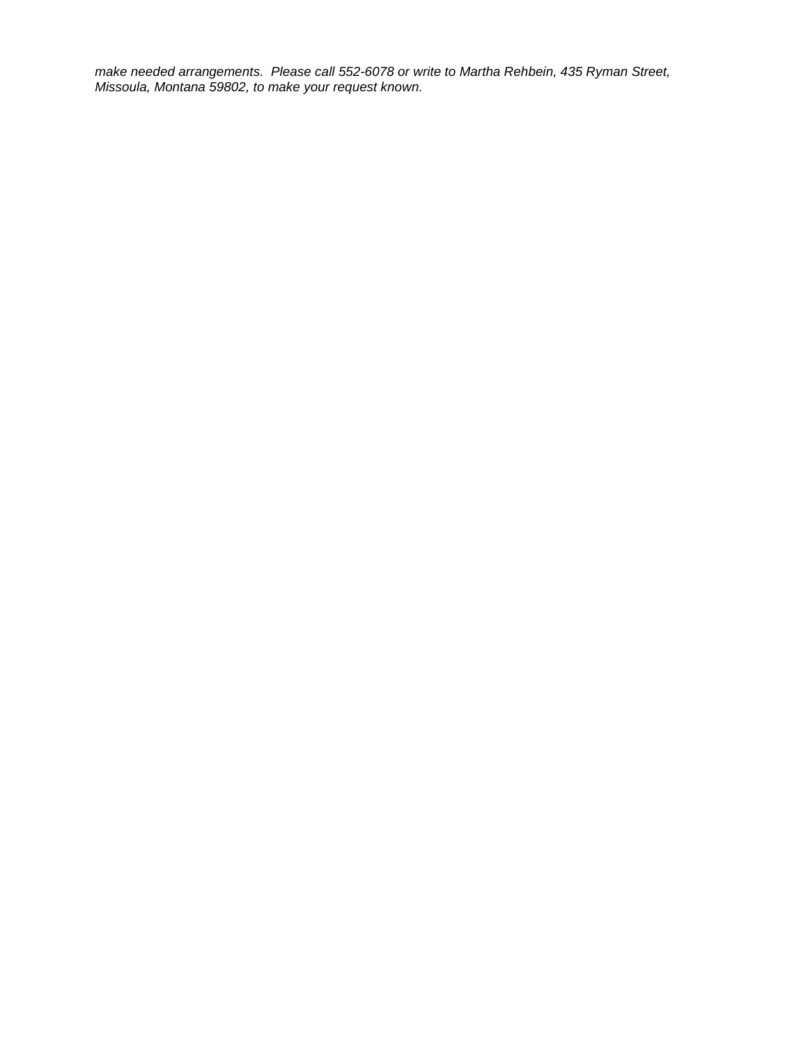*make needed arrangements. Please call 552-6078 or write to Martha Rehbein, 435 Ryman Street, Missoula, Montana 59802, to make your request known.*